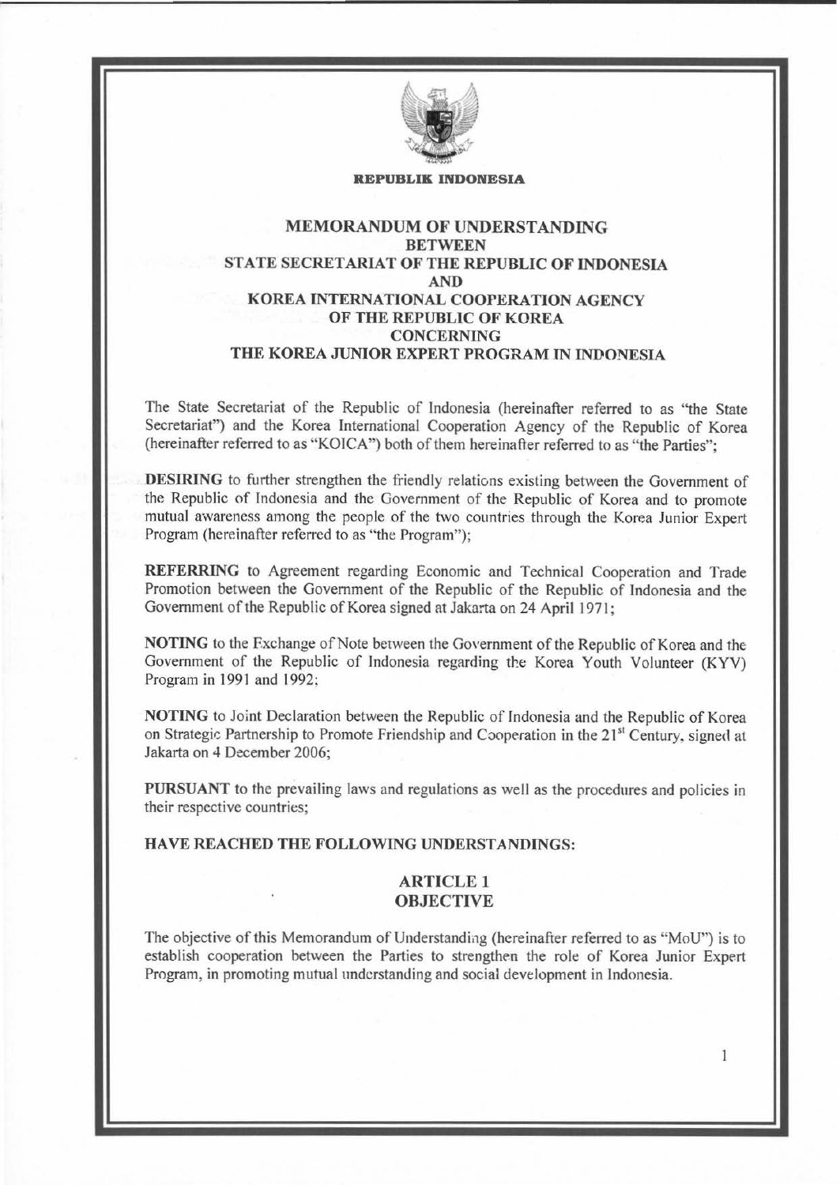**REPUBLIK INDONESIA**

# MEMORANDUM OF UNDERSTANDING BETWEEN STATE SECRETARIAT OF THE REPUBLIC OF INDONESIA AND KOREA INTERNATIONAL COOPERATION AGENCY OF THE REPUBLIC OF KOREA CONCERNING THE KOREA JUNIOR EXPERT PROGRAM IN INDONESIA

The State Secretariat of the Republic of Indonesia (hereinafter referred to as "the State Secretariat") and the Korea International Cooperation Agency of the Republic of Korea (hereinafter referred to as "KOICA") both of them hereinafter referred to as "the Parties";

**DESIRING** to further strengthen the friendly relations existing between the Government of the Republic of Indonesia and the Government of the Republic of Korea and to promote mutual awareness among the people of the two countries through the Korea Junior Expert Program (hereinafter referred to as "the Program");

**REFERRING** to Agreement regarding Economic and Technical Cooperation and Trade Promotion between the Government of the Republic of the Republic of Indonesia and the Government of the Republic of Korea signed at Jakarta on 24 April 1971;

**NOTING** to the Exchange of Note between the Government of the Republic of Korea and the Government of the Republic of Indonesia regarding the Korea Youth Volunteer (KYV) Program in 1991 and 1992;

**NOTING** to Joint Declaration between the Republic of Indonesia and the Republic of Korea on Strategic Partnership to Promote Friendship and Cooperation in the 21st Century, signed at Jakarta on 4 December 2006;

**PURSUANT** to the prevailing laws and regulations as well as the procedures and policies in their respective countries;

**HAVE REACHED THE FOLLOWING UNDERSTANDINGS:**

## ARTICLE 1
## OBJECTIVE

The objective of this Memorandum of Understanding (hereinafter referred to as "MoU") is to establish cooperation between the Parties to strengthen the role of Korea Junior Expert Program, in promoting mutual understanding and social development in Indonesia.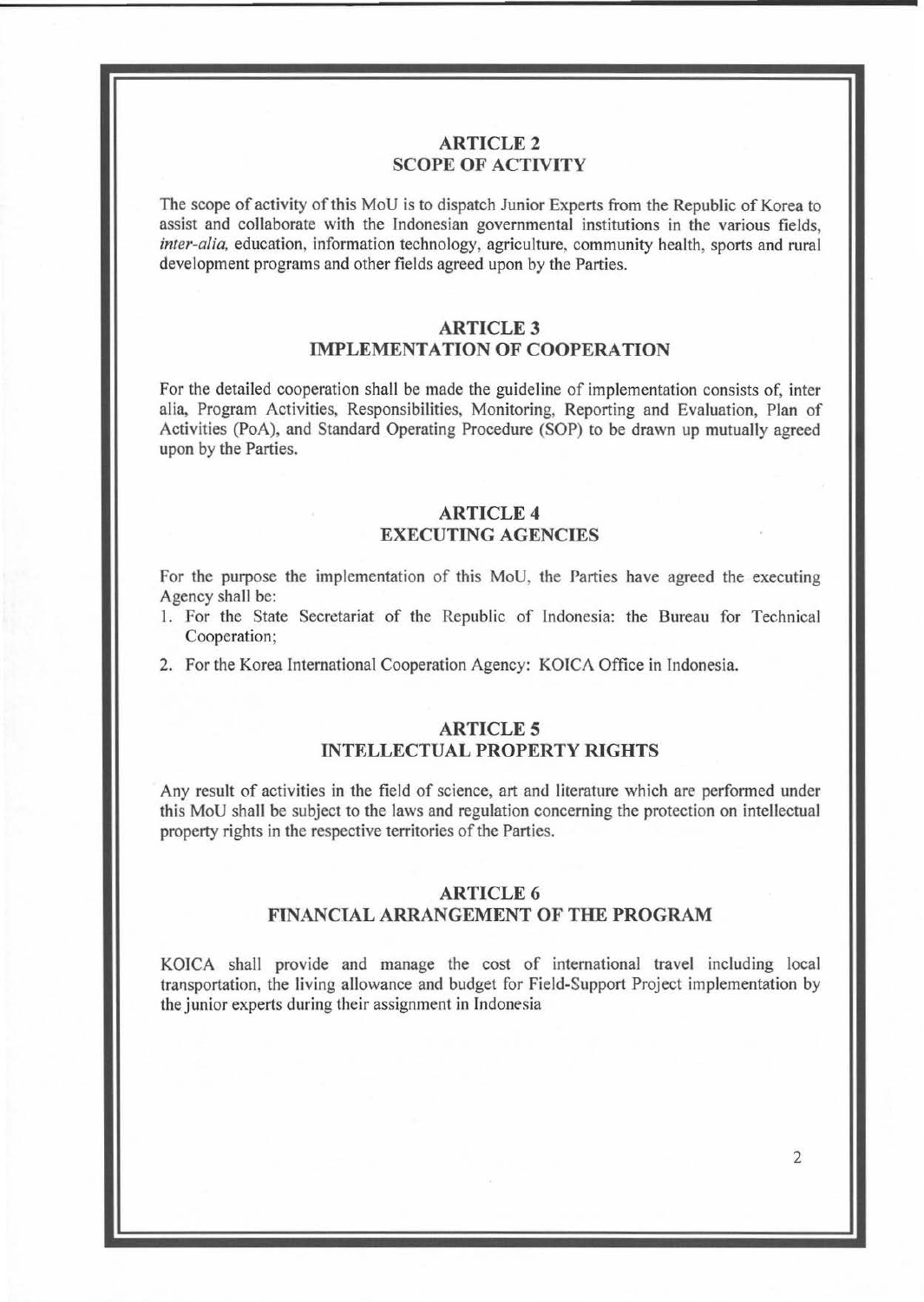## ARTICLE 2
## SCOPE OF ACTIVITY

The scope of activity of this MoU is to dispatch Junior Experts from the Republic of Korea to assist and collaborate with the Indonesian governmental institutions in the various fields, *inter-alia,* education, information technology, agriculture, community health, sports and rural development programs and other fields agreed upon by the Parties.

## ARTICLE 3
## IMPLEMENTATION OF COOPERATION

For the detailed cooperation shall be made the guideline of implementation consists of, inter alia, Program Activities, Responsibilities, Monitoring, Reporting and Evaluation, Plan of Activities (PoA), and Standard Operating Procedure (SOP) to be drawn up mutually agreed upon by the Parties.

## ARTICLE 4
## EXECUTING AGENCIES

For the purpose the implementation of this MoU, the Parties have agreed the executing Agency shall be:

1. For the State Secretariat of the Republic of Indonesia: the Bureau for Technical Cooperation;
2. For the Korea International Cooperation Agency: KOICA Office in Indonesia.

## ARTICLE 5
## INTELLECTUAL PROPERTY RIGHTS

Any result of activities in the field of science, art and literature which are performed under this MoU shall be subject to the laws and regulation concerning the protection on intellectual property rights in the respective territories of the Parties.

## ARTICLE 6
## FINANCIAL ARRANGEMENT OF THE PROGRAM

KOICA shall provide and manage the cost of international travel including local transportation, the living allowance and budget for Field-Support Project implementation by the junior experts during their assignment in Indonesia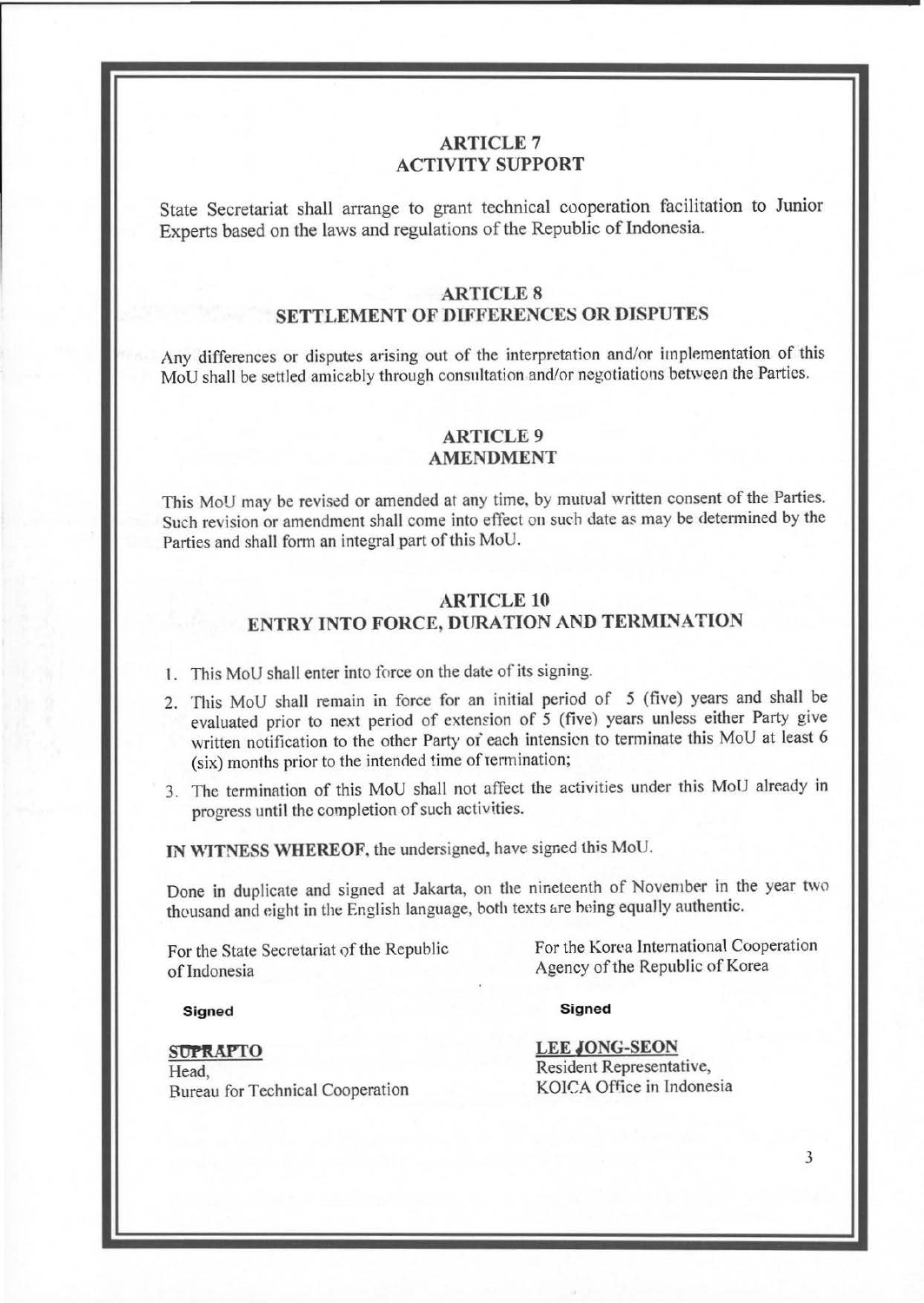## ARTICLE 7
## ACTIVITY SUPPORT

State Secretariat shall arrange to grant technical cooperation facilitation to Junior Experts based on the laws and regulations of the Republic of Indonesia.

## ARTICLE 8
## SETTLEMENT OF DIFFERENCES OR DISPUTES

Any differences or disputes arising out of the interpretation and/or implementation of this MoU shall be settled amicably through consultation and/or negotiations between the Parties.

## ARTICLE 9
## AMENDMENT

This MoU may be revised or amended at any time, by mutual written consent of the Parties. Such revision or amendment shall come into effect on such date as may be determined by the Parties and shall form an integral part of this MoU.

## ARTICLE 10
## ENTRY INTO FORCE, DURATION AND TERMINATION

1. This MoU shall enter into force on the date of its signing.
2. This MoU shall remain in force for an initial period of 5 (five) years and shall be evaluated prior to next period of extension of 5 (five) years unless either Party give written notification to the other Party of each intension to terminate this MoU at least 6 (six) months prior to the intended time of termination;
3. The termination of this MoU shall not affect the activities under this MoU already in progress until the completion of such activities.

**IN WITNESS WHEREOF**, the undersigned, have signed this MoU.

Done in duplicate and signed at Jakarta, on the nineteenth of November in the year two thousand and eight in the English language, both texts are being equally authentic.

For the State Secretariat of the Republic of Indonesia

**Signed**

**SUPRAPTO**
Head,
Bureau for Technical Cooperation

For the Korea International Cooperation Agency of the Republic of Korea

**Signed**

**LEE JONG-SEON**
Resident Representative,
KOICA Office in Indonesia